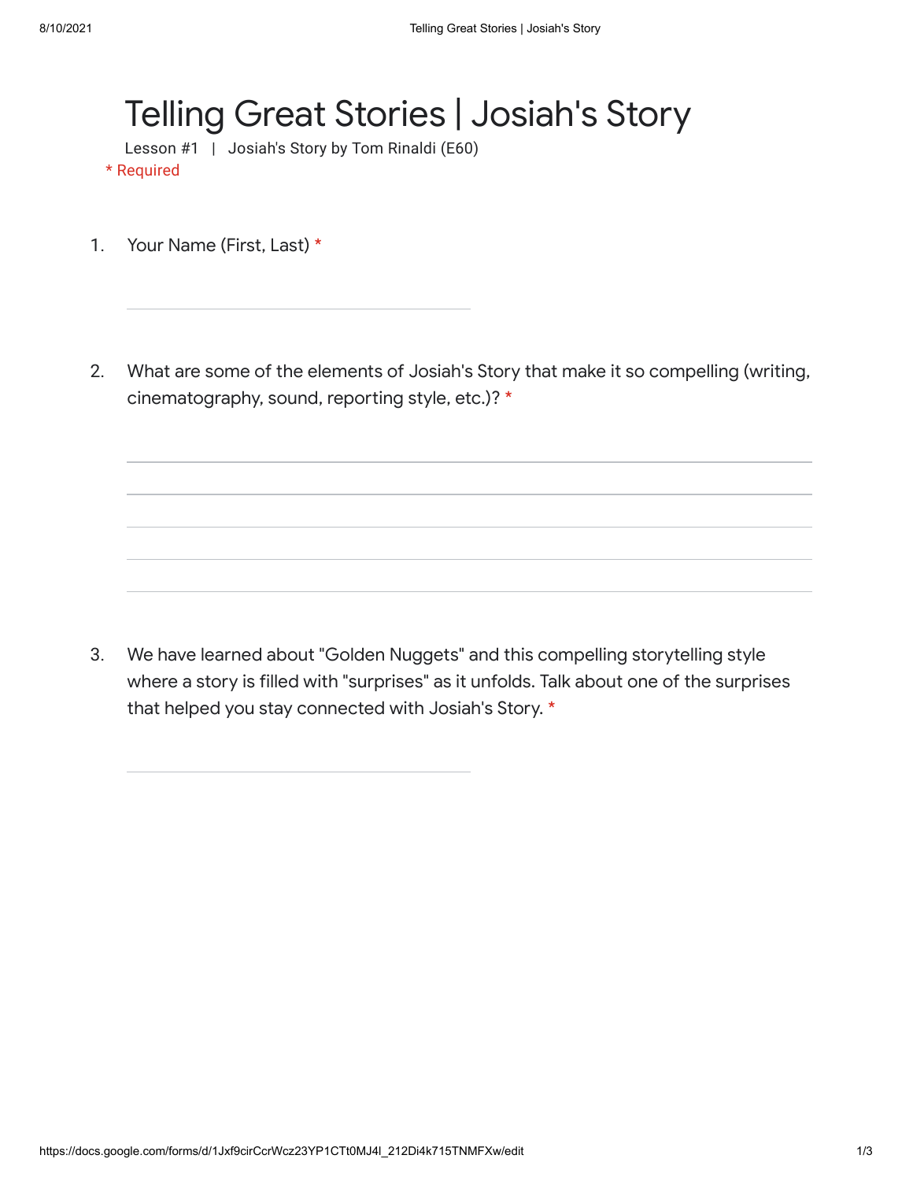# Telling Great Stories | Josiah's Story

Lesson #1 | Josiah's Story by Tom Rinaldi (E60)

\* Required

1. Your Name (First, Last) *

2. What are some of the elements of Josiah's Story that make it so compelling (writing, cinematography, sound, reporting style, etc.)? *

3. We have learned about "Golden Nuggets" and this compelling storytelling style where a story is filled with "surprises" as it unfolds. Talk about one of the surprises that helped you stay connected with Josiah's Story. *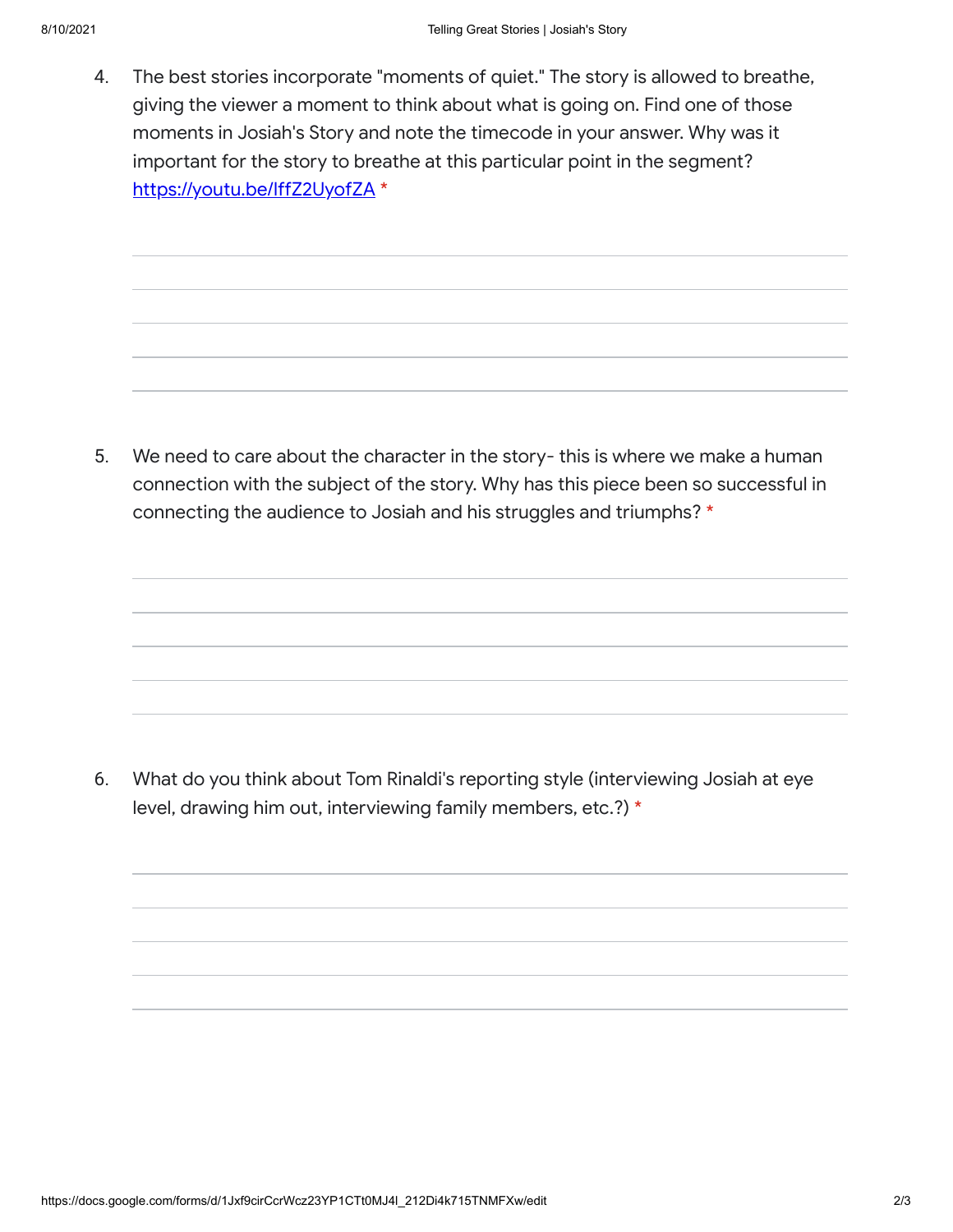4. The best stories incorporate "moments of quiet." The story is allowed to breathe, giving the viewer a moment to think about what is going on. Find one of those moments in Josiah's Story and note the timecode in your answer. Why was it important for the story to breathe at this particular point in the segment? [https://youtu.be/IffZ2UyofZA](https://youtu.be/IffZ2UyofZA) *

5. We need to care about the character in the story- this is where we make a human connection with the subject of the story. Why has this piece been so successful in connecting the audience to Josiah and his struggles and triumphs? *

6. What do you think about Tom Rinaldi's reporting style (interviewing Josiah at eye level, drawing him out, interviewing family members, etc.?) *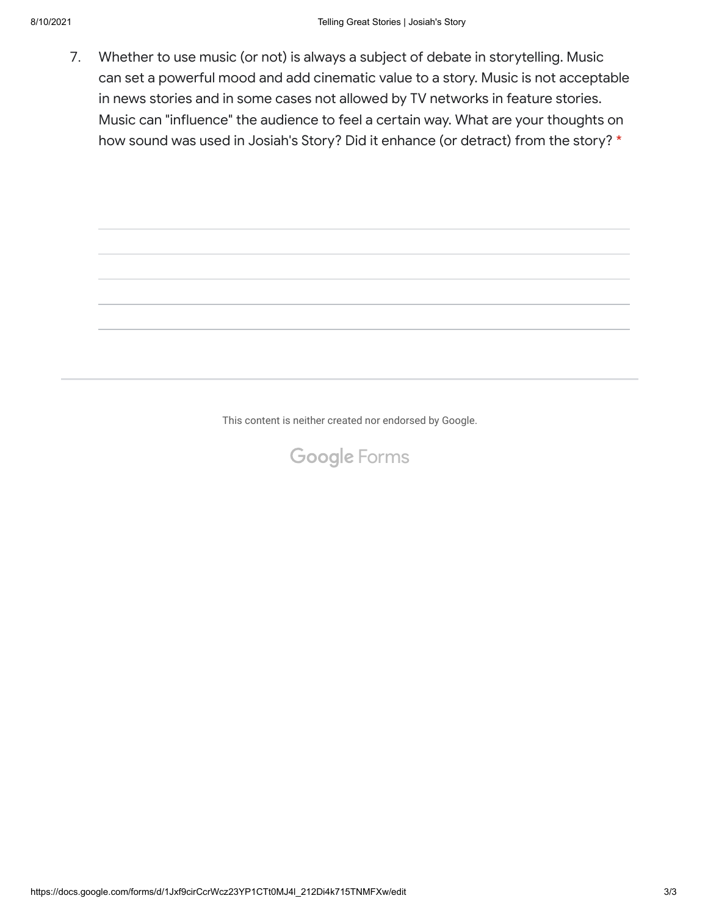7. Whether to use music (or not) is always a subject of debate in storytelling. Music can set a powerful mood and add cinematic value to a story. Music is not acceptable in news stories and in some cases not allowed by TV networks in feature stories. Music can "influence" the audience to feel a certain way. What are your thoughts on how sound was used in Josiah's Story? Did it enhance (or detract) from the story? *

This content is neither created nor endorsed by Google.

Google Forms